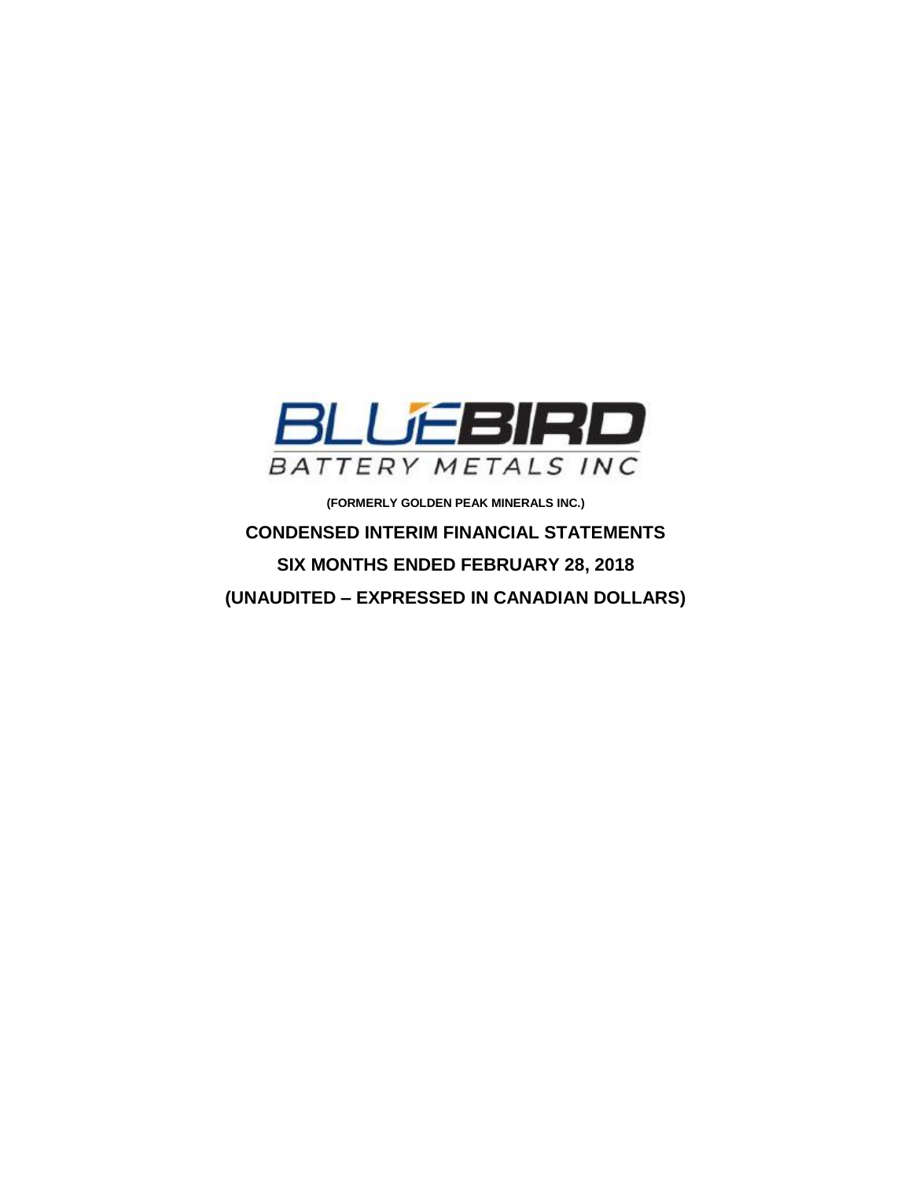BLUEBIRD

BATTERY METALS INC

**(FORMERLY GOLDEN PEAK MINERALS INC.)**

**CONDENSED INTERIM FINANCIAL STATEMENTS**

**SIX MONTHS ENDED FEBRUARY 28, 2018**

**(UNAUDITED – EXPRESSED IN CANADIAN DOLLARS)**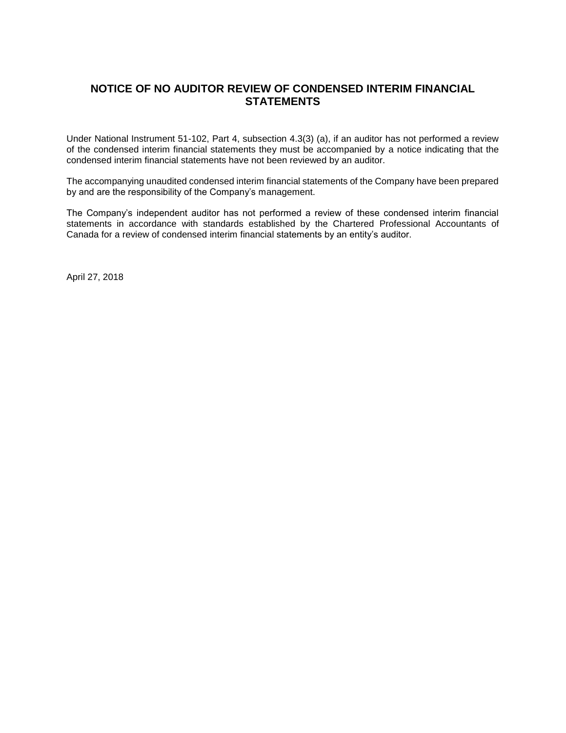# NOTICE OF NO AUDITOR REVIEW OF CONDENSED INTERIM FINANCIAL STATEMENTS

Under National Instrument 51-102, Part 4, subsection 4.3(3) (a), if an auditor has not performed a review of the condensed interim financial statements they must be accompanied by a notice indicating that the condensed interim financial statements have not been reviewed by an auditor.

The accompanying unaudited condensed interim financial statements of the Company have been prepared by and are the responsibility of the Company's management.

The Company's independent auditor has not performed a review of these condensed interim financial statements in accordance with standards established by the Chartered Professional Accountants of Canada for a review of condensed interim financial statements by an entity's auditor.

April 27, 2018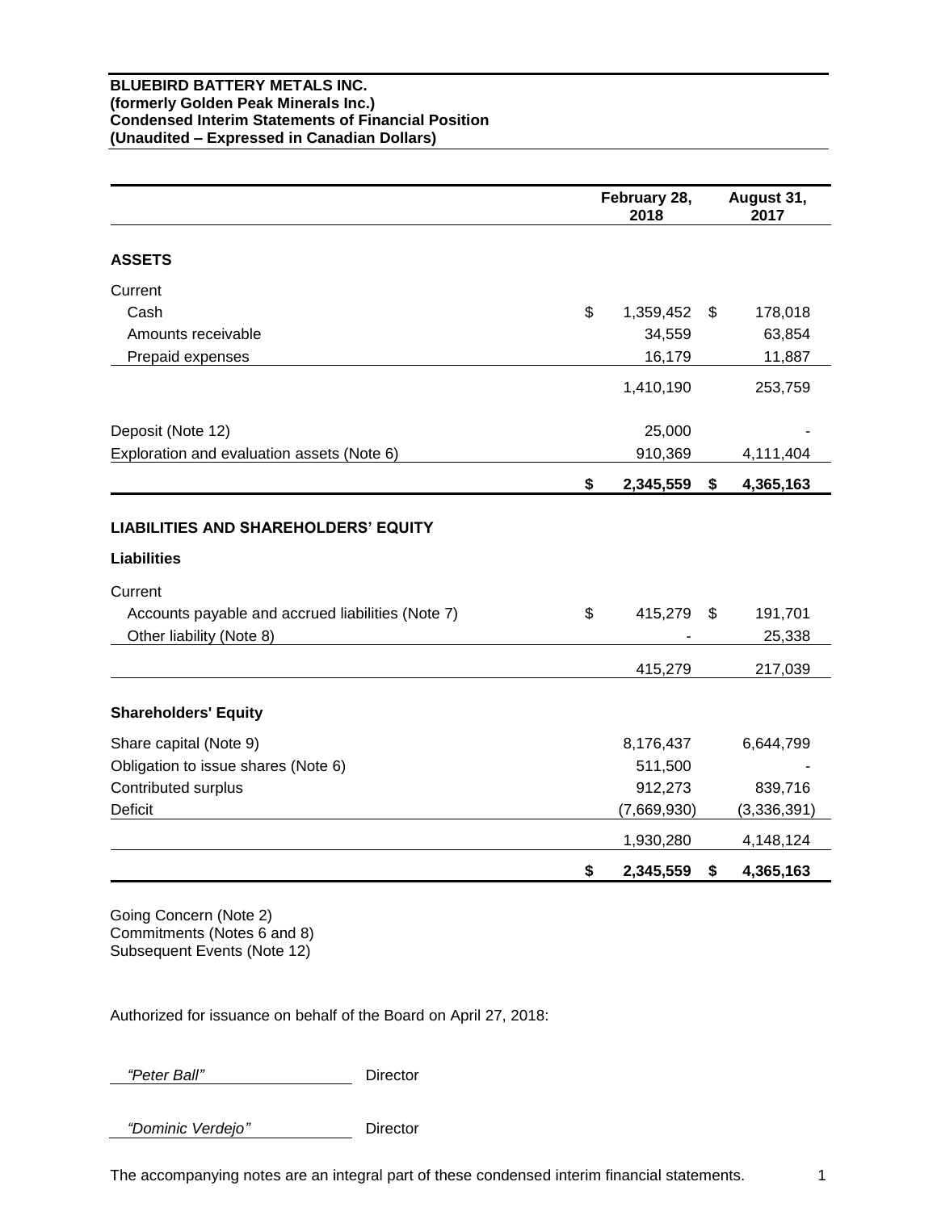**BLUEBIRD BATTERY METALS INC.**
**(formerly Golden Peak Minerals Inc.)**
**Condensed Interim Statements of Financial Position**
**(Unaudited – Expressed in Canadian Dollars)**

| | February 28, 2018 | August 31, 2017 |
|---|---|---|
| **ASSETS** | | |
| Current | | |
| Cash | $ 1,359,452 | $ 178,018 |
| Amounts receivable | 34,559 | 63,854 |
| Prepaid expenses | 16,179 | 11,887 |
| | 1,410,190 | 253,759 |
| Deposit (Note 12) | 25,000 | - |
| Exploration and evaluation assets (Note 6) | 910,369 | 4,111,404 |
| | **$ 2,345,559** | **$ 4,365,163** |
| **LIABILITIES AND SHAREHOLDERS' EQUITY** | | |
| **Liabilities** | | |
| Current | | |
| Accounts payable and accrued liabilities (Note 7) | $ 415,279 | $ 191,701 |
| Other liability (Note 8) | - | 25,338 |
| | 415,279 | 217,039 |
| **Shareholders' Equity** | | |
| Share capital (Note 9) | 8,176,437 | 6,644,799 |
| Obligation to issue shares (Note 6) | 511,500 | - |
| Contributed surplus | 912,273 | 839,716 |
| Deficit | (7,669,930) | (3,336,391) |
| | 1,930,280 | 4,148,124 |
| | **$ 2,345,559** | **$ 4,365,163** |

Going Concern (Note 2)
Commitments (Notes 6 and 8)
Subsequent Events (Note 12)

Authorized for issuance on behalf of the Board on April 27, 2018:

*"Peter Ball"* Director

*"Dominic Verdejo"* Director

The accompanying notes are an integral part of these condensed interim financial statements.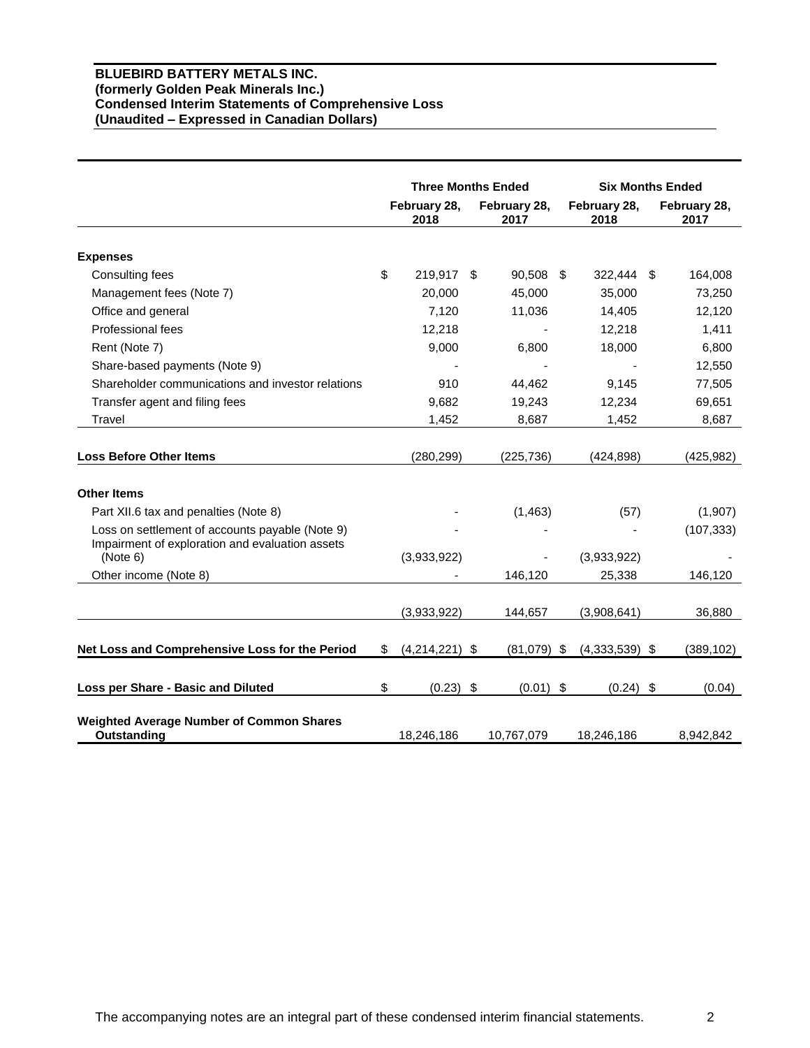**BLUEBIRD BATTERY METALS INC.**
**(formerly Golden Peak Minerals Inc.)**
**Condensed Interim Statements of Comprehensive Loss**
**(Unaudited – Expressed in Canadian Dollars)**

| | Three Months Ended | | Six Months Ended | |
|---|---|---|---|---|
| | February 28, 2018 | February 28, 2017 | February 28, 2018 | February 28, 2017 |
| **Expenses** | | | | |
| Consulting fees | $ 219,917 | $ 90,508 | $ 322,444 | $ 164,008 |
| Management fees (Note 7) | 20,000 | 45,000 | 35,000 | 73,250 |
| Office and general | 7,120 | 11,036 | 14,405 | 12,120 |
| Professional fees | 12,218 | - | 12,218 | 1,411 |
| Rent (Note 7) | 9,000 | 6,800 | 18,000 | 6,800 |
| Share-based payments (Note 9) | - | - | - | 12,550 |
| Shareholder communications and investor relations | 910 | 44,462 | 9,145 | 77,505 |
| Transfer agent and filing fees | 9,682 | 19,243 | 12,234 | 69,651 |
| Travel | 1,452 | 8,687 | 1,452 | 8,687 |
| **Loss Before Other Items** | (280,299) | (225,736) | (424,898) | (425,982) |
| **Other Items** | | | | |
| Part XII.6 tax and penalties (Note 8) | - | (1,463) | (57) | (1,907) |
| Loss on settlement of accounts payable (Note 9) | - | - | - | (107,333) |
| Impairment of exploration and evaluation assets (Note 6) | (3,933,922) | - | (3,933,922) | - |
| Other income (Note 8) | - | 146,120 | 25,338 | 146,120 |
| | (3,933,922) | 144,657 | (3,908,641) | 36,880 |
| **Net Loss and Comprehensive Loss for the Period** | $ (4,214,221) | $ (81,079) | $ (4,333,539) | $ (389,102) |
| **Loss per Share - Basic and Diluted** | $ (0.23) | $ (0.01) | $ (0.24) | $ (0.04) |
| **Weighted Average Number of Common Shares Outstanding** | 18,246,186 | 10,767,079 | 18,246,186 | 8,942,842 |

The accompanying notes are an integral part of these condensed interim financial statements.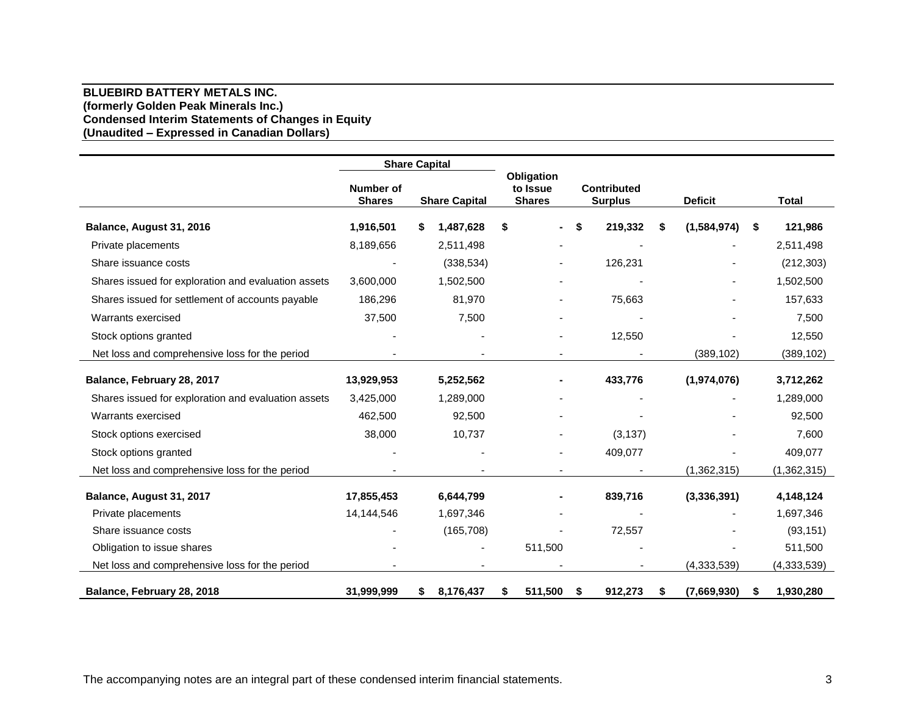**BLUEBIRD BATTERY METALS INC.**
**(formerly Golden Peak Minerals Inc.)**
**Condensed Interim Statements of Changes in Equity**
**(Unaudited – Expressed in Canadian Dollars)**

| | Share Capital | | | | | |
|---|---|---|---|---|---|---|
| | Number of Shares | Share Capital | Obligation to Issue Shares | Contributed Surplus | Deficit | Total |
| **Balance, August 31, 2016** | **1,916,501** | **$ 1,487,628** | **$ -** | **$ 219,332** | **$ (1,584,974)** | **$ 121,986** |
| Private placements | 8,189,656 | 2,511,498 | - | - | - | 2,511,498 |
| Share issuance costs | - | (338,534) | - | 126,231 | - | (212,303) |
| Shares issued for exploration and evaluation assets | 3,600,000 | 1,502,500 | - | - | - | 1,502,500 |
| Shares issued for settlement of accounts payable | 186,296 | 81,970 | - | 75,663 | - | 157,633 |
| Warrants exercised | 37,500 | 7,500 | - | - | - | 7,500 |
| Stock options granted | - | - | - | 12,550 | - | 12,550 |
| Net loss and comprehensive loss for the period | - | - | - | - | (389,102) | (389,102) |
| **Balance, February 28, 2017** | **13,929,953** | **5,252,562** | **-** | **433,776** | **(1,974,076)** | **3,712,262** |
| Shares issued for exploration and evaluation assets | 3,425,000 | 1,289,000 | - | - | - | 1,289,000 |
| Warrants exercised | 462,500 | 92,500 | - | - | - | 92,500 |
| Stock options exercised | 38,000 | 10,737 | - | (3,137) | - | 7,600 |
| Stock options granted | - | - | - | 409,077 | - | 409,077 |
| Net loss and comprehensive loss for the period | - | - | - | - | (1,362,315) | (1,362,315) |
| **Balance, August 31, 2017** | **17,855,453** | **6,644,799** | **-** | **839,716** | **(3,336,391)** | **4,148,124** |
| Private placements | 14,144,546 | 1,697,346 | - | - | - | 1,697,346 |
| Share issuance costs | - | (165,708) | - | 72,557 | - | (93,151) |
| Obligation to issue shares | - | - | 511,500 | - | - | 511,500 |
| Net loss and comprehensive loss for the period | - | - | - | - | (4,333,539) | (4,333,539) |
| **Balance, February 28, 2018** | **31,999,999** | **$ 8,176,437** | **$ 511,500** | **$ 912,273** | **$ (7,669,930)** | **$ 1,930,280** |

The accompanying notes are an integral part of these condensed interim financial statements.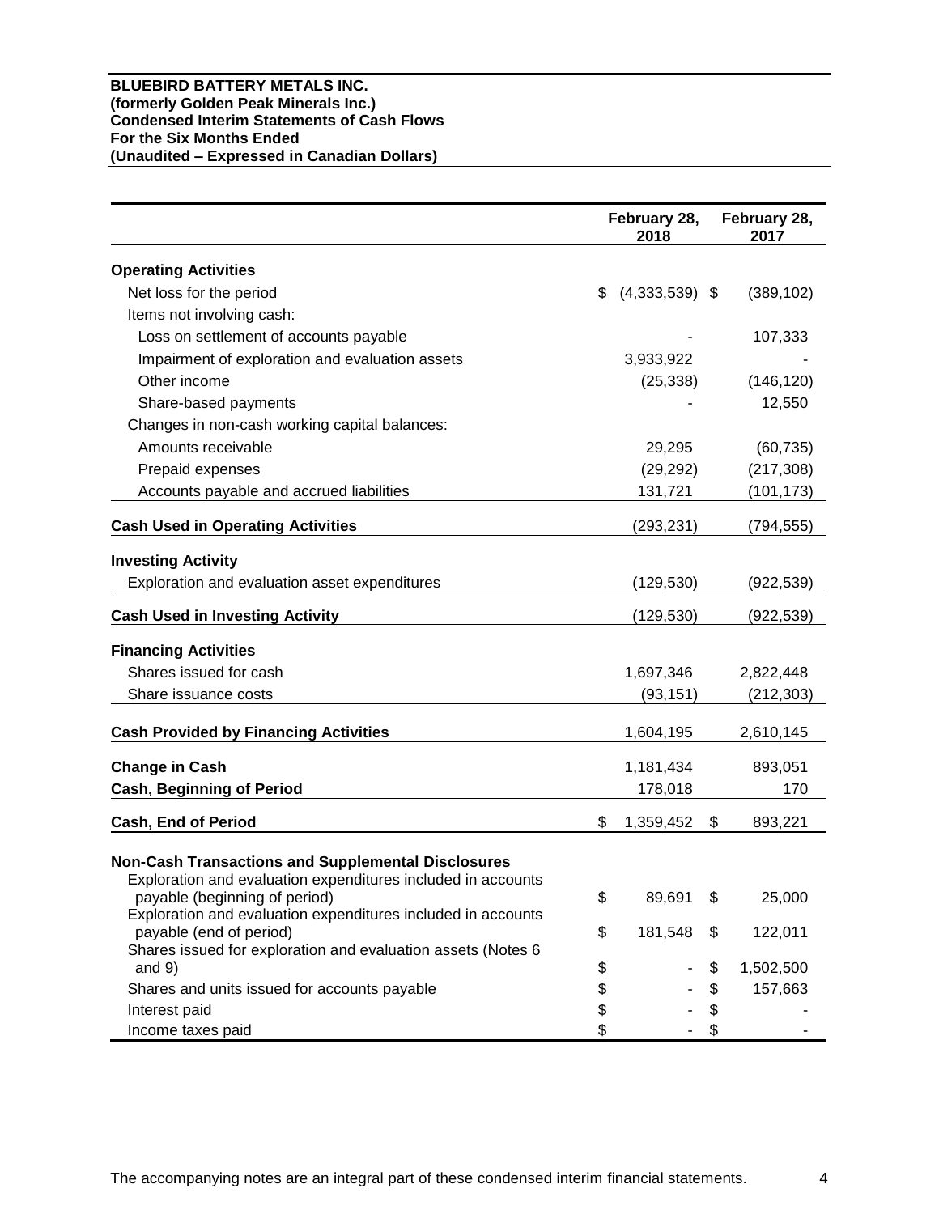**BLUEBIRD BATTERY METALS INC.**
**(formerly Golden Peak Minerals Inc.)**
**Condensed Interim Statements of Cash Flows**
**For the Six Months Ended**
**(Unaudited – Expressed in Canadian Dollars)**

| | February 28, 2018 | February 28, 2017 |
|---|---|---|
| **Operating Activities** | | |
| Net loss for the period | $ (4,333,539) | $ (389,102) |
| Items not involving cash: | | |
| Loss on settlement of accounts payable | - | 107,333 |
| Impairment of exploration and evaluation assets | 3,933,922 | - |
| Other income | (25,338) | (146,120) |
| Share-based payments | - | 12,550 |
| Changes in non-cash working capital balances: | | |
| Amounts receivable | 29,295 | (60,735) |
| Prepaid expenses | (29,292) | (217,308) |
| Accounts payable and accrued liabilities | 131,721 | (101,173) |
| **Cash Used in Operating Activities** | (293,231) | (794,555) |
| **Investing Activity** | | |
| Exploration and evaluation asset expenditures | (129,530) | (922,539) |
| **Cash Used in Investing Activity** | (129,530) | (922,539) |
| **Financing Activities** | | |
| Shares issued for cash | 1,697,346 | 2,822,448 |
| Share issuance costs | (93,151) | (212,303) |
| **Cash Provided by Financing Activities** | 1,604,195 | 2,610,145 |
| **Change in Cash** | 1,181,434 | 893,051 |
| **Cash, Beginning of Period** | 178,018 | 170 |
| **Cash, End of Period** | $ 1,359,452 | $ 893,221 |
| **Non-Cash Transactions and Supplemental Disclosures** | | |
| Exploration and evaluation expenditures included in accounts payable (beginning of period) | $ 89,691 | $ 25,000 |
| Exploration and evaluation expenditures included in accounts payable (end of period) | $ 181,548 | $ 122,011 |
| Shares issued for exploration and evaluation assets (Notes 6 and 9) | $ - | $ 1,502,500 |
| Shares and units issued for accounts payable | $ - | $ 157,663 |
| Interest paid | $ - | $ - |
| Income taxes paid | $ - | $ - |

The accompanying notes are an integral part of these condensed interim financial statements.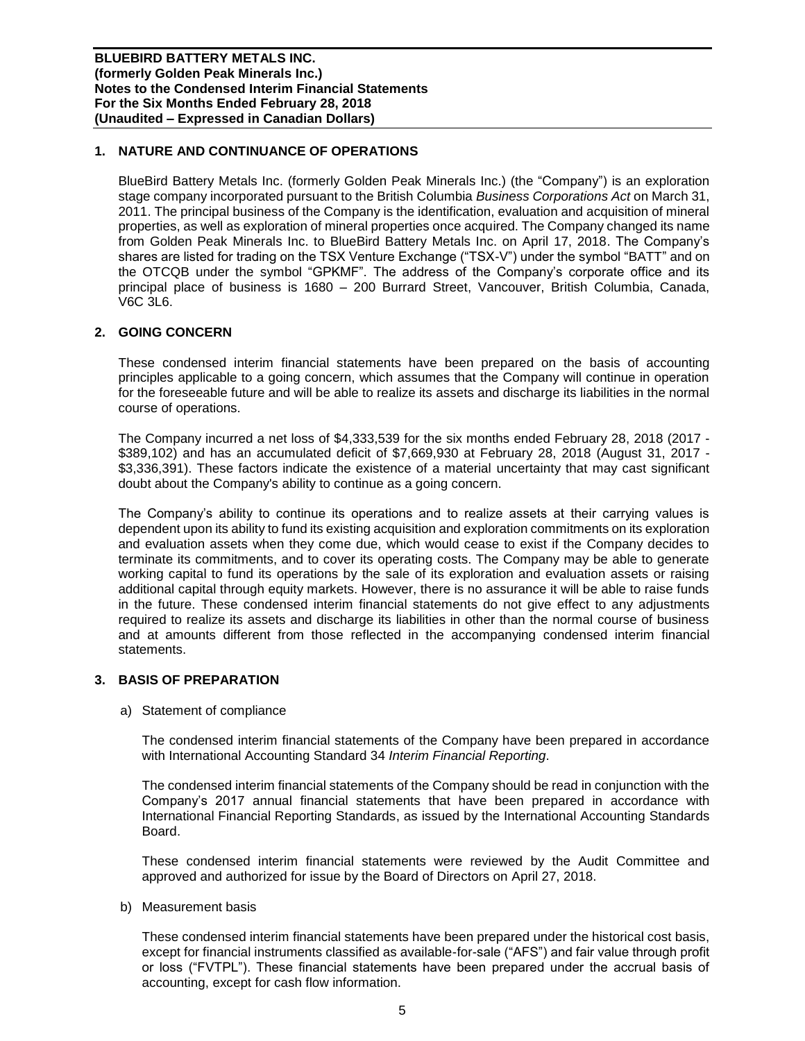## 1. NATURE AND CONTINUANCE OF OPERATIONS

BlueBird Battery Metals Inc. (formerly Golden Peak Minerals Inc.) (the "Company") is an exploration stage company incorporated pursuant to the British Columbia *Business Corporations Act* on March 31, 2011. The principal business of the Company is the identification, evaluation and acquisition of mineral properties, as well as exploration of mineral properties once acquired. The Company changed its name from Golden Peak Minerals Inc. to BlueBird Battery Metals Inc. on April 17, 2018. The Company's shares are listed for trading on the TSX Venture Exchange ("TSX-V") under the symbol "BATT" and on the OTCQB under the symbol "GPKMF". The address of the Company's corporate office and its principal place of business is 1680 – 200 Burrard Street, Vancouver, British Columbia, Canada, V6C 3L6.

## 2. GOING CONCERN

These condensed interim financial statements have been prepared on the basis of accounting principles applicable to a going concern, which assumes that the Company will continue in operation for the foreseeable future and will be able to realize its assets and discharge its liabilities in the normal course of operations.

The Company incurred a net loss of $4,333,539 for the six months ended February 28, 2018 (2017 - $389,102) and has an accumulated deficit of $7,669,930 at February 28, 2018 (August 31, 2017 - $3,336,391). These factors indicate the existence of a material uncertainty that may cast significant doubt about the Company's ability to continue as a going concern.

The Company's ability to continue its operations and to realize assets at their carrying values is dependent upon its ability to fund its existing acquisition and exploration commitments on its exploration and evaluation assets when they come due, which would cease to exist if the Company decides to terminate its commitments, and to cover its operating costs. The Company may be able to generate working capital to fund its operations by the sale of its exploration and evaluation assets or raising additional capital through equity markets. However, there is no assurance it will be able to raise funds in the future. These condensed interim financial statements do not give effect to any adjustments required to realize its assets and discharge its liabilities in other than the normal course of business and at amounts different from those reflected in the accompanying condensed interim financial statements.

## 3. BASIS OF PREPARATION

a) Statement of compliance

The condensed interim financial statements of the Company have been prepared in accordance with International Accounting Standard 34 *Interim Financial Reporting*.

The condensed interim financial statements of the Company should be read in conjunction with the Company's 2017 annual financial statements that have been prepared in accordance with International Financial Reporting Standards, as issued by the International Accounting Standards Board.

These condensed interim financial statements were reviewed by the Audit Committee and approved and authorized for issue by the Board of Directors on April 27, 2018.

b) Measurement basis

These condensed interim financial statements have been prepared under the historical cost basis, except for financial instruments classified as available-for-sale ("AFS") and fair value through profit or loss ("FVTPL"). These financial statements have been prepared under the accrual basis of accounting, except for cash flow information.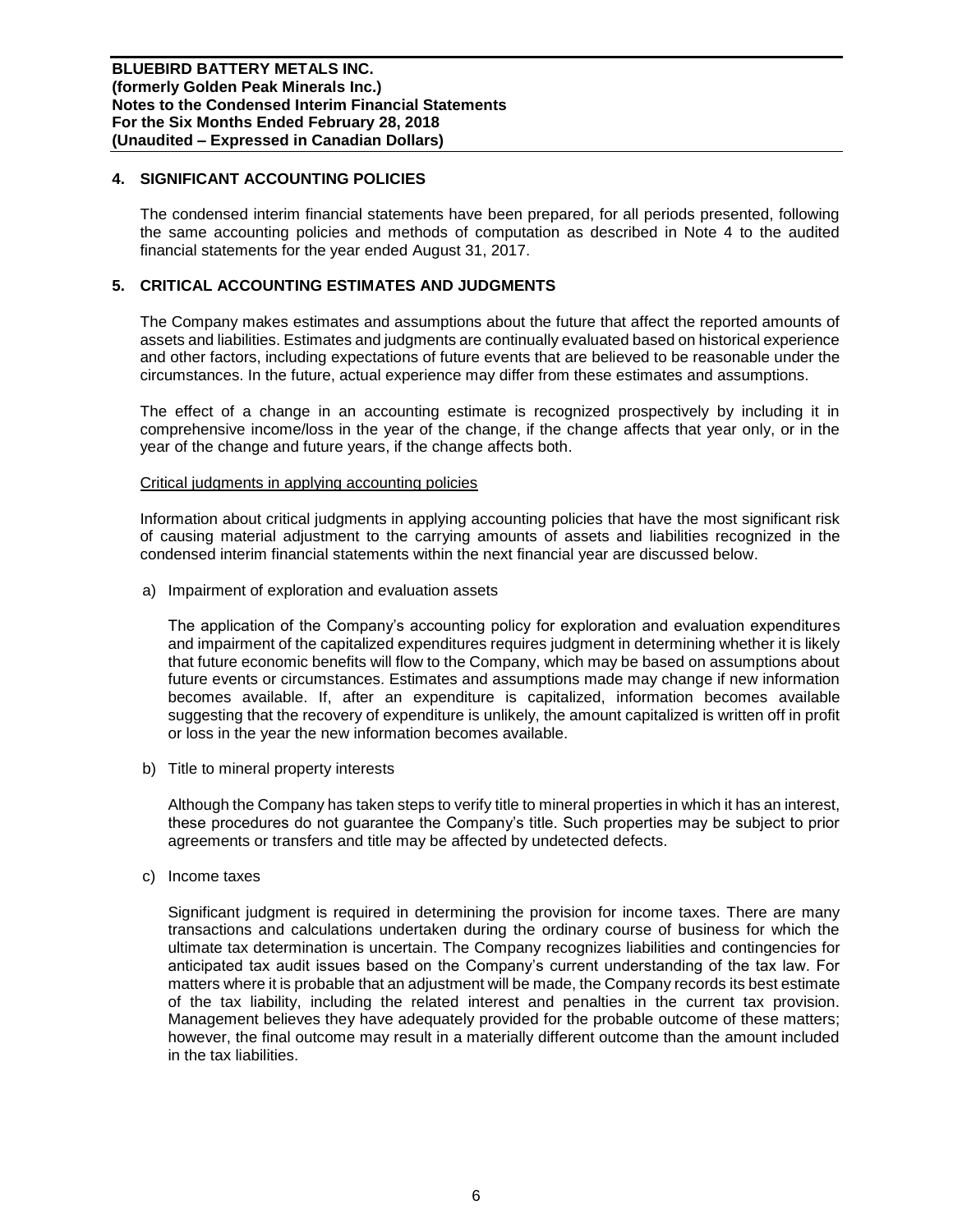## 4. SIGNIFICANT ACCOUNTING POLICIES

The condensed interim financial statements have been prepared, for all periods presented, following the same accounting policies and methods of computation as described in Note 4 to the audited financial statements for the year ended August 31, 2017.

## 5. CRITICAL ACCOUNTING ESTIMATES AND JUDGMENTS

The Company makes estimates and assumptions about the future that affect the reported amounts of assets and liabilities. Estimates and judgments are continually evaluated based on historical experience and other factors, including expectations of future events that are believed to be reasonable under the circumstances. In the future, actual experience may differ from these estimates and assumptions.

The effect of a change in an accounting estimate is recognized prospectively by including it in comprehensive income/loss in the year of the change, if the change affects that year only, or in the year of the change and future years, if the change affects both.

Critical judgments in applying accounting policies

Information about critical judgments in applying accounting policies that have the most significant risk of causing material adjustment to the carrying amounts of assets and liabilities recognized in the condensed interim financial statements within the next financial year are discussed below.

a) Impairment of exploration and evaluation assets

The application of the Company's accounting policy for exploration and evaluation expenditures and impairment of the capitalized expenditures requires judgment in determining whether it is likely that future economic benefits will flow to the Company, which may be based on assumptions about future events or circumstances. Estimates and assumptions made may change if new information becomes available. If, after an expenditure is capitalized, information becomes available suggesting that the recovery of expenditure is unlikely, the amount capitalized is written off in profit or loss in the year the new information becomes available.

b) Title to mineral property interests

Although the Company has taken steps to verify title to mineral properties in which it has an interest, these procedures do not guarantee the Company's title. Such properties may be subject to prior agreements or transfers and title may be affected by undetected defects.

c) Income taxes

Significant judgment is required in determining the provision for income taxes. There are many transactions and calculations undertaken during the ordinary course of business for which the ultimate tax determination is uncertain. The Company recognizes liabilities and contingencies for anticipated tax audit issues based on the Company's current understanding of the tax law. For matters where it is probable that an adjustment will be made, the Company records its best estimate of the tax liability, including the related interest and penalties in the current tax provision. Management believes they have adequately provided for the probable outcome of these matters; however, the final outcome may result in a materially different outcome than the amount included in the tax liabilities.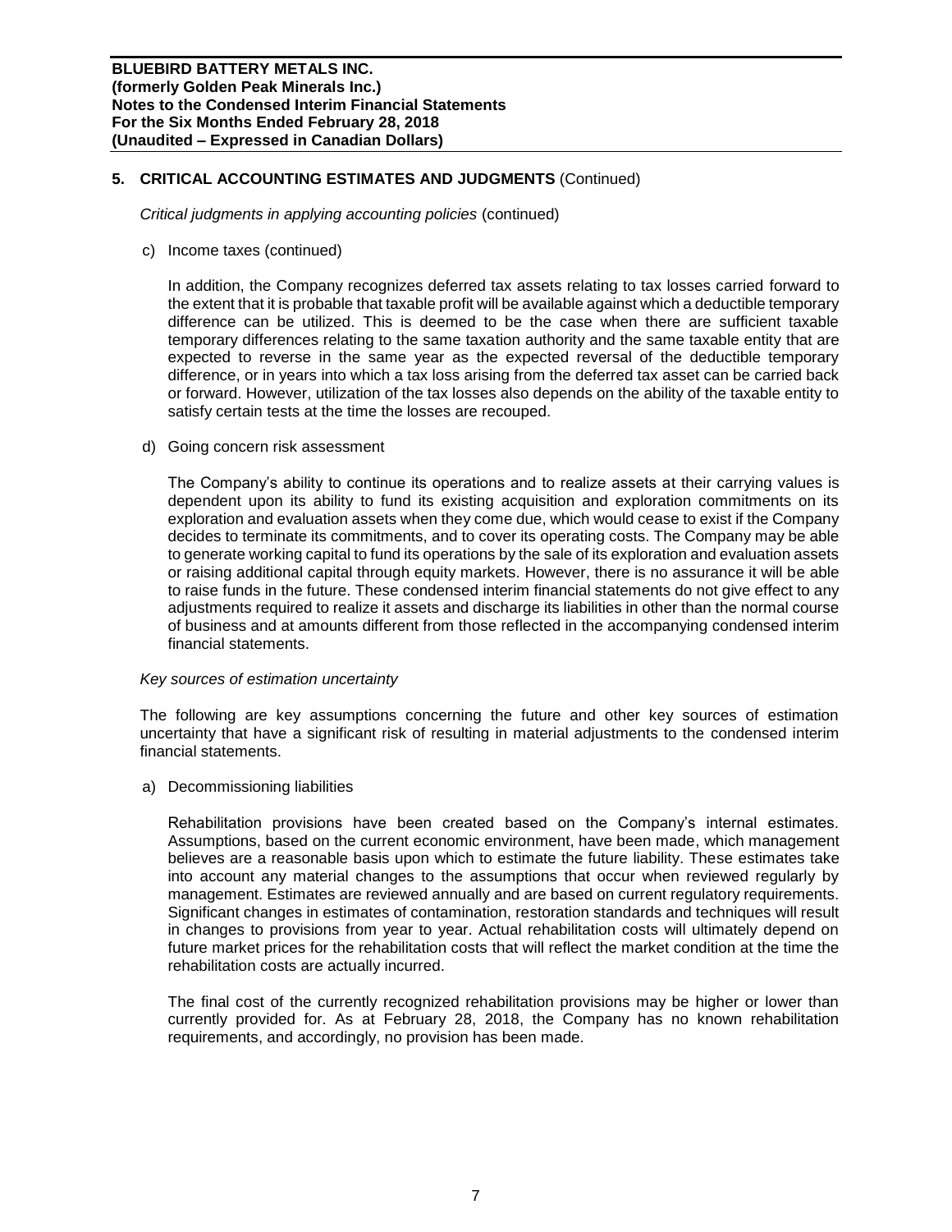## 5. CRITICAL ACCOUNTING ESTIMATES AND JUDGMENTS (Continued)

*Critical judgments in applying accounting policies* (continued)

c) Income taxes (continued)

In addition, the Company recognizes deferred tax assets relating to tax losses carried forward to the extent that it is probable that taxable profit will be available against which a deductible temporary difference can be utilized. This is deemed to be the case when there are sufficient taxable temporary differences relating to the same taxation authority and the same taxable entity that are expected to reverse in the same year as the expected reversal of the deductible temporary difference, or in years into which a tax loss arising from the deferred tax asset can be carried back or forward. However, utilization of the tax losses also depends on the ability of the taxable entity to satisfy certain tests at the time the losses are recouped.

d) Going concern risk assessment

The Company's ability to continue its operations and to realize assets at their carrying values is dependent upon its ability to fund its existing acquisition and exploration commitments on its exploration and evaluation assets when they come due, which would cease to exist if the Company decides to terminate its commitments, and to cover its operating costs. The Company may be able to generate working capital to fund its operations by the sale of its exploration and evaluation assets or raising additional capital through equity markets. However, there is no assurance it will be able to raise funds in the future. These condensed interim financial statements do not give effect to any adjustments required to realize it assets and discharge its liabilities in other than the normal course of business and at amounts different from those reflected in the accompanying condensed interim financial statements.

*Key sources of estimation uncertainty*

The following are key assumptions concerning the future and other key sources of estimation uncertainty that have a significant risk of resulting in material adjustments to the condensed interim financial statements.

a) Decommissioning liabilities

Rehabilitation provisions have been created based on the Company's internal estimates. Assumptions, based on the current economic environment, have been made, which management believes are a reasonable basis upon which to estimate the future liability. These estimates take into account any material changes to the assumptions that occur when reviewed regularly by management. Estimates are reviewed annually and are based on current regulatory requirements. Significant changes in estimates of contamination, restoration standards and techniques will result in changes to provisions from year to year. Actual rehabilitation costs will ultimately depend on future market prices for the rehabilitation costs that will reflect the market condition at the time the rehabilitation costs are actually incurred.

The final cost of the currently recognized rehabilitation provisions may be higher or lower than currently provided for. As at February 28, 2018, the Company has no known rehabilitation requirements, and accordingly, no provision has been made.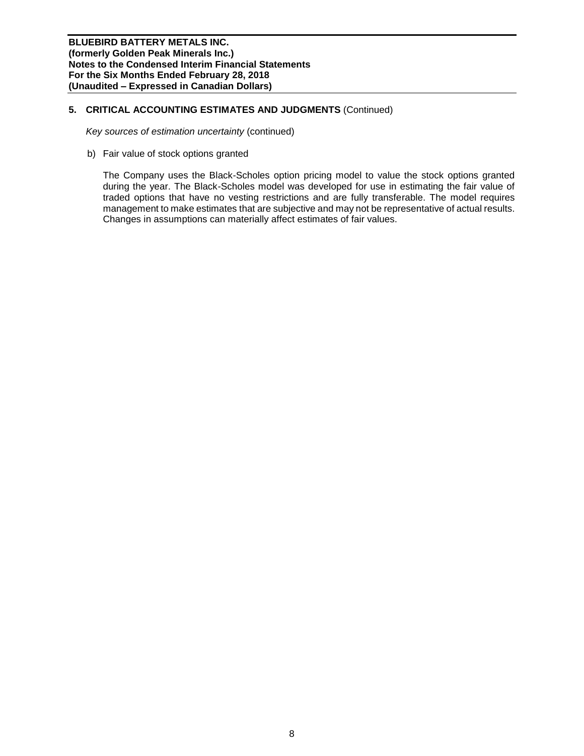## 5. CRITICAL ACCOUNTING ESTIMATES AND JUDGMENTS (Continued)

*Key sources of estimation uncertainty* (continued)

b) Fair value of stock options granted

The Company uses the Black-Scholes option pricing model to value the stock options granted during the year. The Black-Scholes model was developed for use in estimating the fair value of traded options that have no vesting restrictions and are fully transferable. The model requires management to make estimates that are subjective and may not be representative of actual results. Changes in assumptions can materially affect estimates of fair values.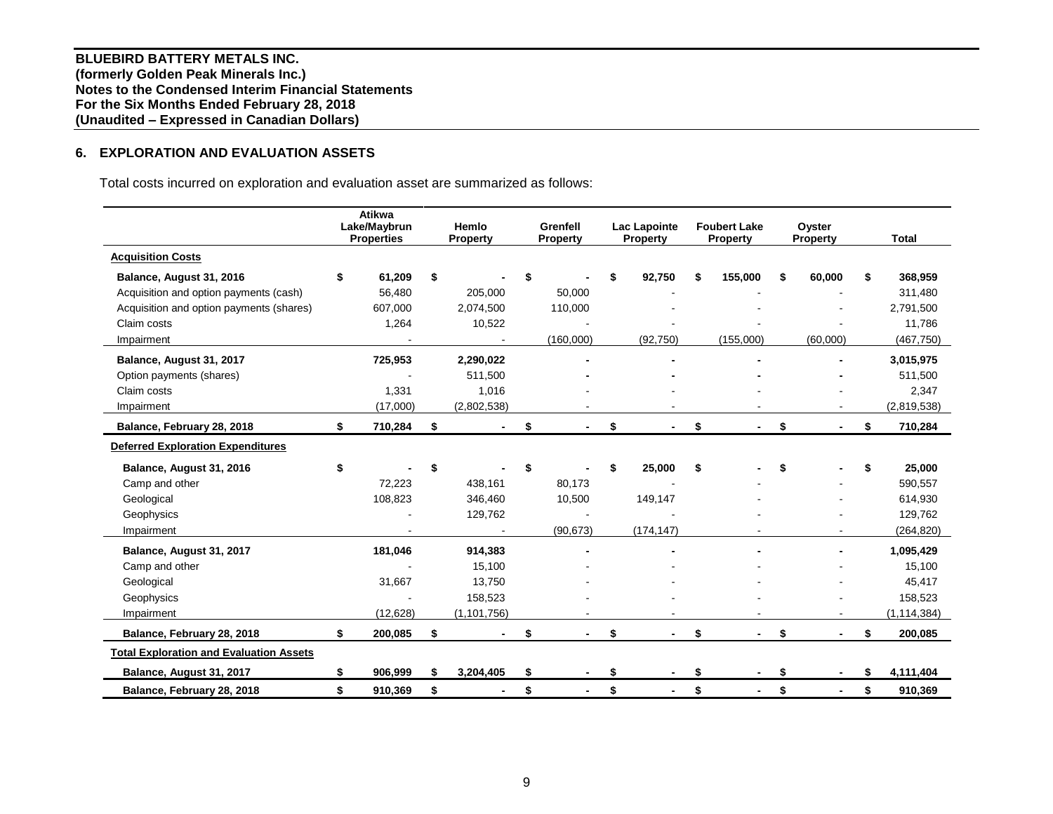## 6. EXPLORATION AND EVALUATION ASSETS

Total costs incurred on exploration and evaluation asset are summarized as follows:

| | Atikwa Lake/Maybrun Properties | Hemlo Property | Grenfell Property | Lac Lapointe Property | Foubert Lake Property | Oyster Property | Total |
|---|---|---|---|---|---|---|---|
| **Acquisition Costs** | | | | | | | |
| **Balance, August 31, 2016** | $ 61,209 | $ - | $ - | $ 92,750 | $ 155,000 | $ 60,000 | $ 368,959 |
| Acquisition and option payments (cash) | 56,480 | 205,000 | 50,000 | - | - | - | 311,480 |
| Acquisition and option payments (shares) | 607,000 | 2,074,500 | 110,000 | - | - | - | 2,791,500 |
| Claim costs | 1,264 | 10,522 | - | - | - | - | 11,786 |
| Impairment | - | - | (160,000) | (92,750) | (155,000) | (60,000) | (467,750) |
| **Balance, August 31, 2017** | 725,953 | 2,290,022 | - | - | - | - | 3,015,975 |
| Option payments (shares) | - | 511,500 | - | - | - | - | 511,500 |
| Claim costs | 1,331 | 1,016 | - | - | - | - | 2,347 |
| Impairment | (17,000) | (2,802,538) | - | - | - | - | (2,819,538) |
| **Balance, February 28, 2018** | $ 710,284 | $ - | $ - | $ - | $ - | $ - | $ 710,284 |
| **Deferred Exploration Expenditures** | | | | | | | |
| **Balance, August 31, 2016** | $ - | $ - | $ - | $ 25,000 | $ - | $ - | $ 25,000 |
| Camp and other | 72,223 | 438,161 | 80,173 | - | - | - | 590,557 |
| Geological | 108,823 | 346,460 | 10,500 | 149,147 | - | - | 614,930 |
| Geophysics | - | 129,762 | - | - | - | - | 129,762 |
| Impairment | - | - | (90,673) | (174,147) | - | - | (264,820) |
| **Balance, August 31, 2017** | 181,046 | 914,383 | - | - | - | - | 1,095,429 |
| Camp and other | - | 15,100 | - | - | - | - | 15,100 |
| Geological | 31,667 | 13,750 | - | - | - | - | 45,417 |
| Geophysics | - | 158,523 | - | - | - | - | 158,523 |
| Impairment | (12,628) | (1,101,756) | - | - | - | - | (1,114,384) |
| **Balance, February 28, 2018** | $ 200,085 | $ - | $ - | $ - | $ - | $ - | $ 200,085 |
| **Total Exploration and Evaluation Assets** | | | | | | | |
| **Balance, August 31, 2017** | $ 906,999 | $ 3,204,405 | $ - | $ - | $ - | $ - | $ 4,111,404 |
| **Balance, February 28, 2018** | $ 910,369 | $ - | $ - | $ - | $ - | $ - | $ 910,369 |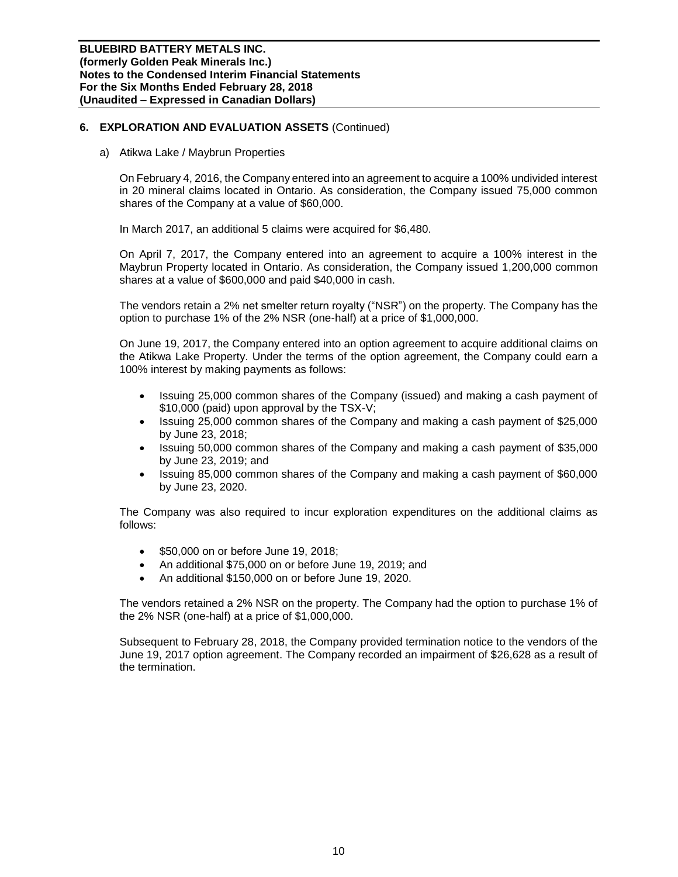## 6. EXPLORATION AND EVALUATION ASSETS (Continued)

a) Atikwa Lake / Maybrun Properties

On February 4, 2016, the Company entered into an agreement to acquire a 100% undivided interest in 20 mineral claims located in Ontario. As consideration, the Company issued 75,000 common shares of the Company at a value of $60,000.

In March 2017, an additional 5 claims were acquired for $6,480.

On April 7, 2017, the Company entered into an agreement to acquire a 100% interest in the Maybrun Property located in Ontario. As consideration, the Company issued 1,200,000 common shares at a value of $600,000 and paid $40,000 in cash.

The vendors retain a 2% net smelter return royalty ("NSR") on the property. The Company has the option to purchase 1% of the 2% NSR (one-half) at a price of $1,000,000.

On June 19, 2017, the Company entered into an option agreement to acquire additional claims on the Atikwa Lake Property. Under the terms of the option agreement, the Company could earn a 100% interest by making payments as follows:

- Issuing 25,000 common shares of the Company (issued) and making a cash payment of $10,000 (paid) upon approval by the TSX-V;
- Issuing 25,000 common shares of the Company and making a cash payment of $25,000 by June 23, 2018;
- Issuing 50,000 common shares of the Company and making a cash payment of $35,000 by June 23, 2019; and
- Issuing 85,000 common shares of the Company and making a cash payment of $60,000 by June 23, 2020.

The Company was also required to incur exploration expenditures on the additional claims as follows:

- $50,000 on or before June 19, 2018;
- An additional $75,000 on or before June 19, 2019; and
- An additional $150,000 on or before June 19, 2020.

The vendors retained a 2% NSR on the property. The Company had the option to purchase 1% of the 2% NSR (one-half) at a price of $1,000,000.

Subsequent to February 28, 2018, the Company provided termination notice to the vendors of the June 19, 2017 option agreement. The Company recorded an impairment of $26,628 as a result of the termination.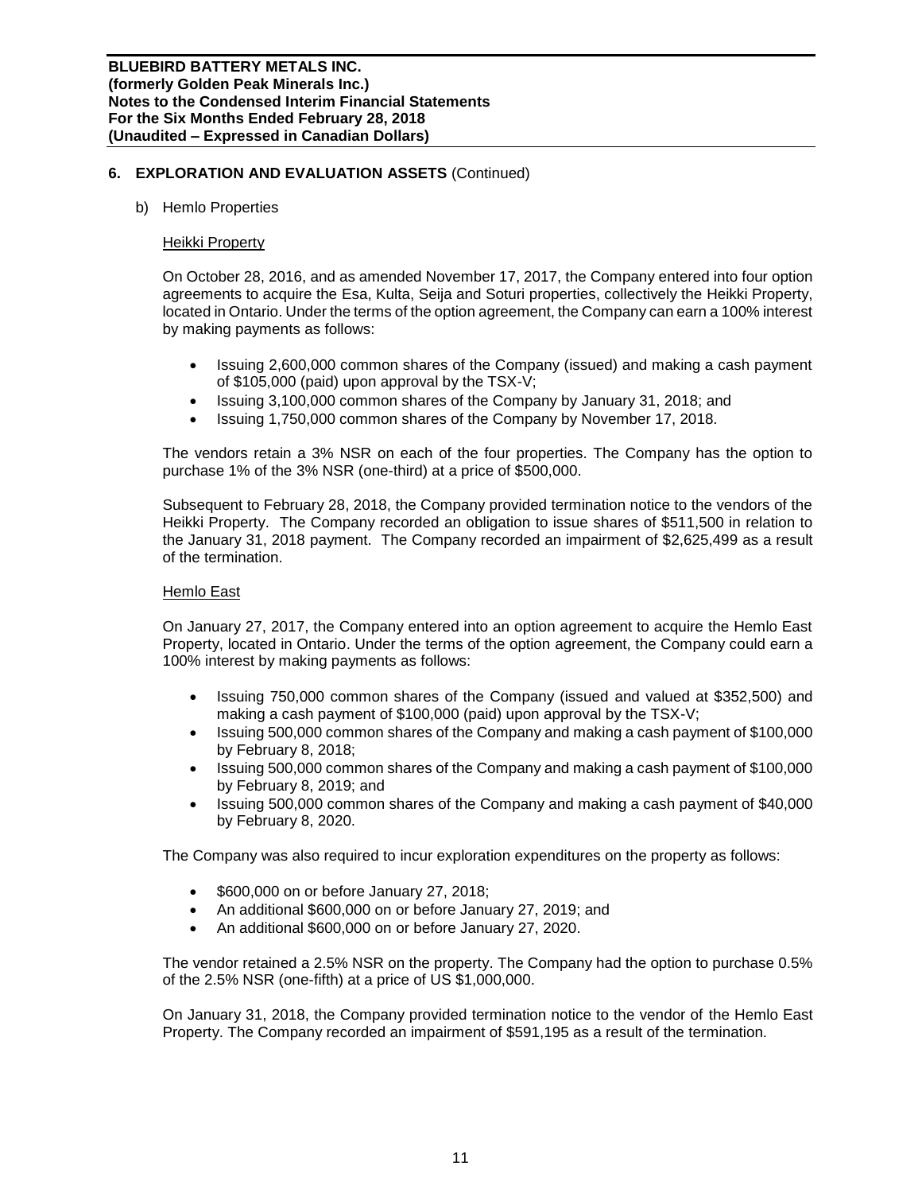**BLUEBIRD BATTERY METALS INC.**
**(formerly Golden Peak Minerals Inc.)**
**Notes to the Condensed Interim Financial Statements**
**For the Six Months Ended February 28, 2018**
**(Unaudited – Expressed in Canadian Dollars)**

## 6. EXPLORATION AND EVALUATION ASSETS (Continued)

b) Hemlo Properties

Heikki Property

On October 28, 2016, and as amended November 17, 2017, the Company entered into four option agreements to acquire the Esa, Kulta, Seija and Soturi properties, collectively the Heikki Property, located in Ontario. Under the terms of the option agreement, the Company can earn a 100% interest by making payments as follows:

- Issuing 2,600,000 common shares of the Company (issued) and making a cash payment of $105,000 (paid) upon approval by the TSX-V;
- Issuing 3,100,000 common shares of the Company by January 31, 2018; and
- Issuing 1,750,000 common shares of the Company by November 17, 2018.

The vendors retain a 3% NSR on each of the four properties. The Company has the option to purchase 1% of the 3% NSR (one-third) at a price of $500,000.

Subsequent to February 28, 2018, the Company provided termination notice to the vendors of the Heikki Property. The Company recorded an obligation to issue shares of $511,500 in relation to the January 31, 2018 payment. The Company recorded an impairment of $2,625,499 as a result of the termination.

Hemlo East

On January 27, 2017, the Company entered into an option agreement to acquire the Hemlo East Property, located in Ontario. Under the terms of the option agreement, the Company could earn a 100% interest by making payments as follows:

- Issuing 750,000 common shares of the Company (issued and valued at $352,500) and making a cash payment of $100,000 (paid) upon approval by the TSX-V;
- Issuing 500,000 common shares of the Company and making a cash payment of $100,000 by February 8, 2018;
- Issuing 500,000 common shares of the Company and making a cash payment of $100,000 by February 8, 2019; and
- Issuing 500,000 common shares of the Company and making a cash payment of $40,000 by February 8, 2020.

The Company was also required to incur exploration expenditures on the property as follows:

- $600,000 on or before January 27, 2018;
- An additional $600,000 on or before January 27, 2019; and
- An additional $600,000 on or before January 27, 2020.

The vendor retained a 2.5% NSR on the property. The Company had the option to purchase 0.5% of the 2.5% NSR (one-fifth) at a price of US $1,000,000.

On January 31, 2018, the Company provided termination notice to the vendor of the Hemlo East Property. The Company recorded an impairment of $591,195 as a result of the termination.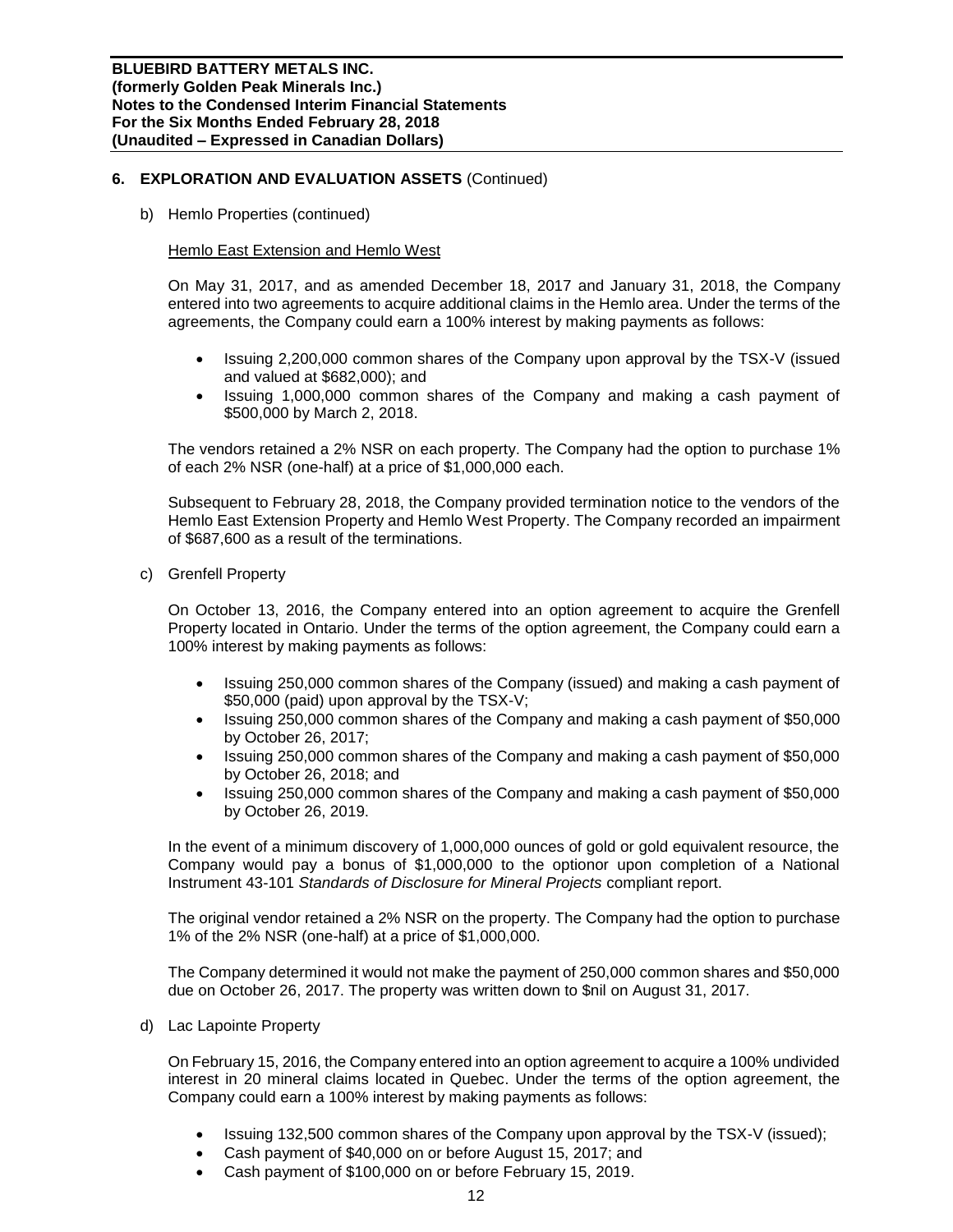## 6. EXPLORATION AND EVALUATION ASSETS (Continued)

b) Hemlo Properties (continued)

Hemlo East Extension and Hemlo West

On May 31, 2017, and as amended December 18, 2017 and January 31, 2018, the Company entered into two agreements to acquire additional claims in the Hemlo area. Under the terms of the agreements, the Company could earn a 100% interest by making payments as follows:

- Issuing 2,200,000 common shares of the Company upon approval by the TSX-V (issued and valued at $682,000); and
- Issuing 1,000,000 common shares of the Company and making a cash payment of $500,000 by March 2, 2018.

The vendors retained a 2% NSR on each property. The Company had the option to purchase 1% of each 2% NSR (one-half) at a price of $1,000,000 each.

Subsequent to February 28, 2018, the Company provided termination notice to the vendors of the Hemlo East Extension Property and Hemlo West Property. The Company recorded an impairment of $687,600 as a result of the terminations.

c) Grenfell Property

On October 13, 2016, the Company entered into an option agreement to acquire the Grenfell Property located in Ontario. Under the terms of the option agreement, the Company could earn a 100% interest by making payments as follows:

- Issuing 250,000 common shares of the Company (issued) and making a cash payment of $50,000 (paid) upon approval by the TSX-V;
- Issuing 250,000 common shares of the Company and making a cash payment of $50,000 by October 26, 2017;
- Issuing 250,000 common shares of the Company and making a cash payment of $50,000 by October 26, 2018; and
- Issuing 250,000 common shares of the Company and making a cash payment of $50,000 by October 26, 2019.

In the event of a minimum discovery of 1,000,000 ounces of gold or gold equivalent resource, the Company would pay a bonus of $1,000,000 to the optionor upon completion of a National Instrument 43-101 *Standards of Disclosure for Mineral Projects* compliant report.

The original vendor retained a 2% NSR on the property. The Company had the option to purchase 1% of the 2% NSR (one-half) at a price of $1,000,000.

The Company determined it would not make the payment of 250,000 common shares and $50,000 due on October 26, 2017. The property was written down to $nil on August 31, 2017.

d) Lac Lapointe Property

On February 15, 2016, the Company entered into an option agreement to acquire a 100% undivided interest in 20 mineral claims located in Quebec. Under the terms of the option agreement, the Company could earn a 100% interest by making payments as follows:

- Issuing 132,500 common shares of the Company upon approval by the TSX-V (issued);
- Cash payment of $40,000 on or before August 15, 2017; and
- Cash payment of $100,000 on or before February 15, 2019.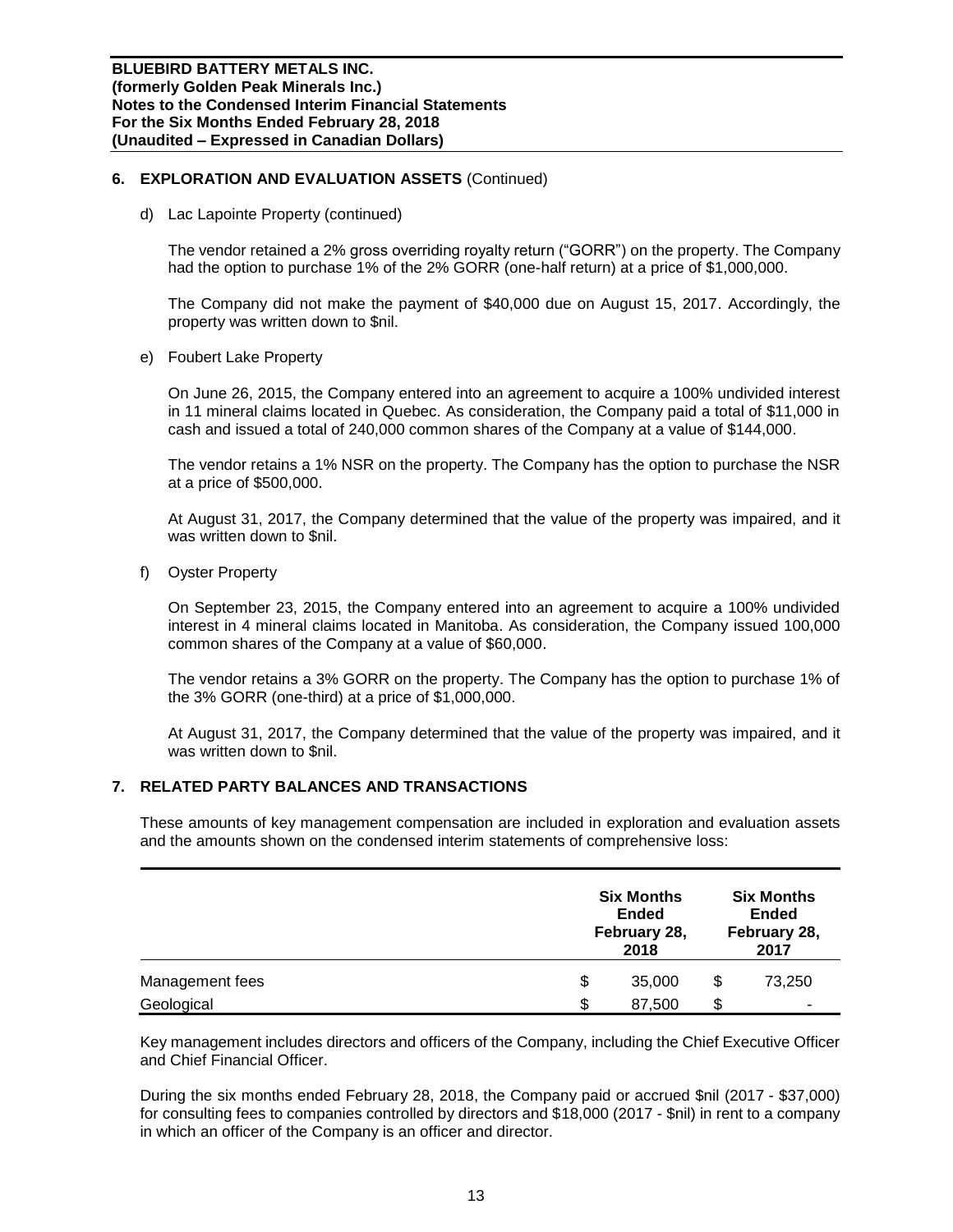## 6. EXPLORATION AND EVALUATION ASSETS (Continued)

d) Lac Lapointe Property (continued)

The vendor retained a 2% gross overriding royalty return ("GORR") on the property. The Company had the option to purchase 1% of the 2% GORR (one-half return) at a price of $1,000,000.

The Company did not make the payment of $40,000 due on August 15, 2017. Accordingly, the property was written down to $nil.

e) Foubert Lake Property

On June 26, 2015, the Company entered into an agreement to acquire a 100% undivided interest in 11 mineral claims located in Quebec. As consideration, the Company paid a total of $11,000 in cash and issued a total of 240,000 common shares of the Company at a value of $144,000.

The vendor retains a 1% NSR on the property. The Company has the option to purchase the NSR at a price of $500,000.

At August 31, 2017, the Company determined that the value of the property was impaired, and it was written down to $nil.

f) Oyster Property

On September 23, 2015, the Company entered into an agreement to acquire a 100% undivided interest in 4 mineral claims located in Manitoba. As consideration, the Company issued 100,000 common shares of the Company at a value of $60,000.

The vendor retains a 3% GORR on the property. The Company has the option to purchase 1% of the 3% GORR (one-third) at a price of $1,000,000.

At August 31, 2017, the Company determined that the value of the property was impaired, and it was written down to $nil.

## 7. RELATED PARTY BALANCES AND TRANSACTIONS

These amounts of key management compensation are included in exploration and evaluation assets and the amounts shown on the condensed interim statements of comprehensive loss:

| | Six Months Ended February 28, 2018 | Six Months Ended February 28, 2017 |
|---|---|---|
| Management fees | $ 35,000 | $ 73,250 |
| Geological | $ 87,500 | $ - |

Key management includes directors and officers of the Company, including the Chief Executive Officer and Chief Financial Officer.

During the six months ended February 28, 2018, the Company paid or accrued $nil (2017 - $37,000) for consulting fees to companies controlled by directors and $18,000 (2017 - $nil) in rent to a company in which an officer of the Company is an officer and director.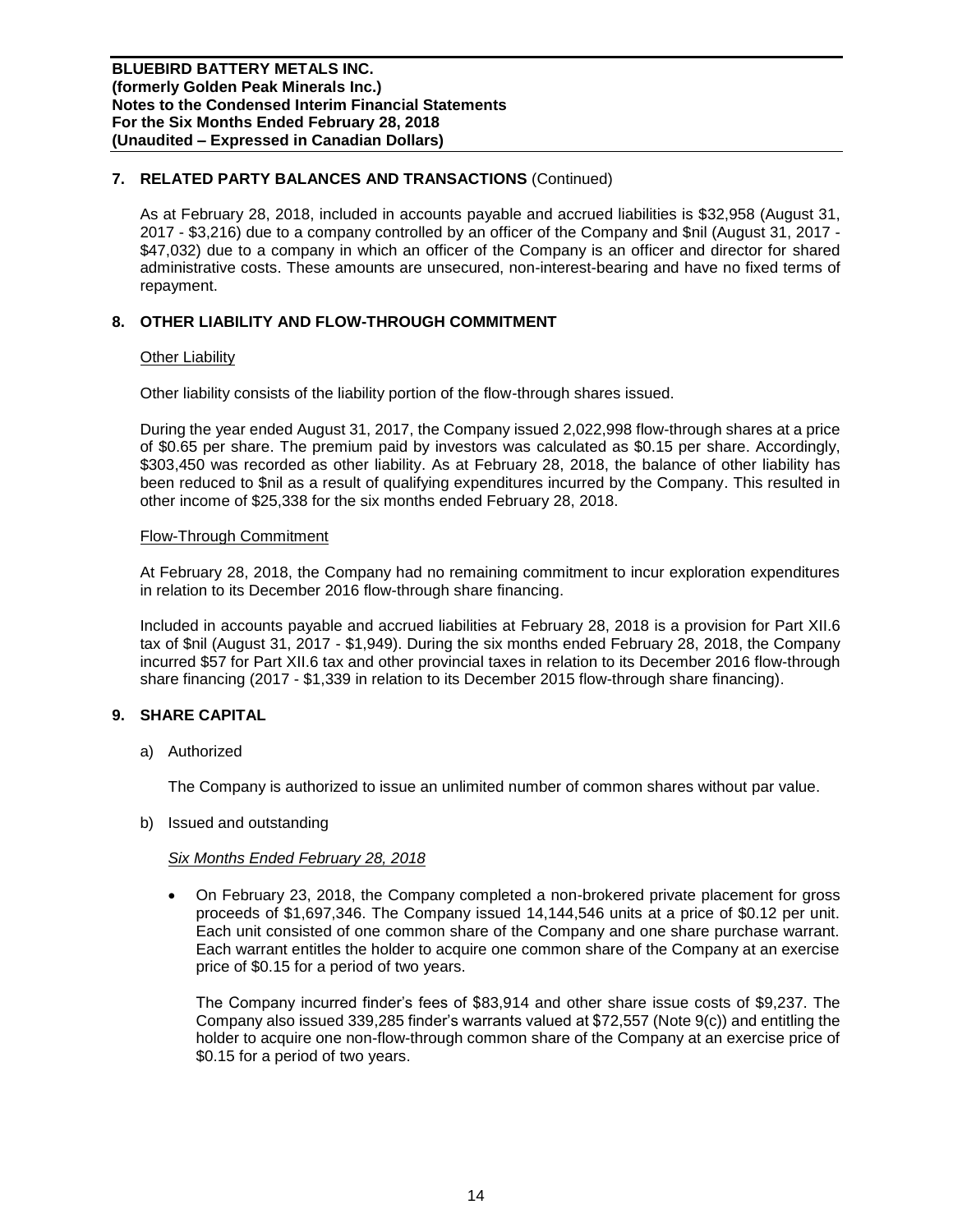## 7. RELATED PARTY BALANCES AND TRANSACTIONS (Continued)

As at February 28, 2018, included in accounts payable and accrued liabilities is $32,958 (August 31, 2017 - $3,216) due to a company controlled by an officer of the Company and $nil (August 31, 2017 - $47,032) due to a company in which an officer of the Company is an officer and director for shared administrative costs. These amounts are unsecured, non-interest-bearing and have no fixed terms of repayment.

## 8. OTHER LIABILITY AND FLOW-THROUGH COMMITMENT

### Other Liability

Other liability consists of the liability portion of the flow-through shares issued.

During the year ended August 31, 2017, the Company issued 2,022,998 flow-through shares at a price of $0.65 per share. The premium paid by investors was calculated as $0.15 per share. Accordingly, $303,450 was recorded as other liability. As at February 28, 2018, the balance of other liability has been reduced to $nil as a result of qualifying expenditures incurred by the Company. This resulted in other income of $25,338 for the six months ended February 28, 2018.

### Flow-Through Commitment

At February 28, 2018, the Company had no remaining commitment to incur exploration expenditures in relation to its December 2016 flow-through share financing.

Included in accounts payable and accrued liabilities at February 28, 2018 is a provision for Part XII.6 tax of $nil (August 31, 2017 - $1,949). During the six months ended February 28, 2018, the Company incurred $57 for Part XII.6 tax and other provincial taxes in relation to its December 2016 flow-through share financing (2017 - $1,339 in relation to its December 2015 flow-through share financing).

## 9. SHARE CAPITAL

a) Authorized

The Company is authorized to issue an unlimited number of common shares without par value.

b) Issued and outstanding

*Six Months Ended February 28, 2018*

- On February 23, 2018, the Company completed a non-brokered private placement for gross proceeds of $1,697,346. The Company issued 14,144,546 units at a price of $0.12 per unit. Each unit consisted of one common share of the Company and one share purchase warrant. Each warrant entitles the holder to acquire one common share of the Company at an exercise price of $0.15 for a period of two years.

  The Company incurred finder's fees of $83,914 and other share issue costs of $9,237. The Company also issued 339,285 finder's warrants valued at $72,557 (Note 9(c)) and entitling the holder to acquire one non-flow-through common share of the Company at an exercise price of $0.15 for a period of two years.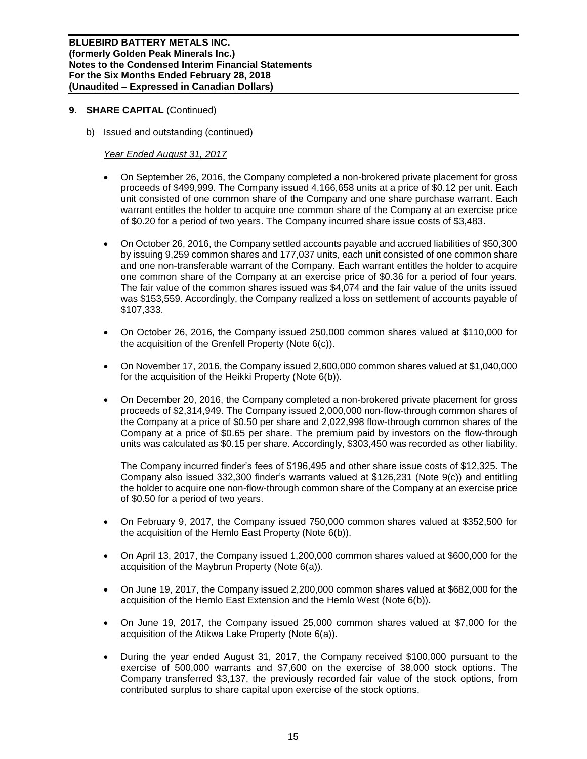## 9. SHARE CAPITAL (Continued)

b) Issued and outstanding (continued)

*Year Ended August 31, 2017*

- On September 26, 2016, the Company completed a non-brokered private placement for gross proceeds of $499,999. The Company issued 4,166,658 units at a price of $0.12 per unit. Each unit consisted of one common share of the Company and one share purchase warrant. Each warrant entitles the holder to acquire one common share of the Company at an exercise price of $0.20 for a period of two years. The Company incurred share issue costs of $3,483.

- On October 26, 2016, the Company settled accounts payable and accrued liabilities of $50,300 by issuing 9,259 common shares and 177,037 units, each unit consisted of one common share and one non-transferable warrant of the Company. Each warrant entitles the holder to acquire one common share of the Company at an exercise price of $0.36 for a period of four years. The fair value of the common shares issued was $4,074 and the fair value of the units issued was $153,559. Accordingly, the Company realized a loss on settlement of accounts payable of $107,333.

- On October 26, 2016, the Company issued 250,000 common shares valued at $110,000 for the acquisition of the Grenfell Property (Note 6(c)).

- On November 17, 2016, the Company issued 2,600,000 common shares valued at $1,040,000 for the acquisition of the Heikki Property (Note 6(b)).

- On December 20, 2016, the Company completed a non-brokered private placement for gross proceeds of $2,314,949. The Company issued 2,000,000 non-flow-through common shares of the Company at a price of $0.50 per share and 2,022,998 flow-through common shares of the Company at a price of $0.65 per share. The premium paid by investors on the flow-through units was calculated as $0.15 per share. Accordingly, $303,450 was recorded as other liability.

  The Company incurred finder's fees of $196,495 and other share issue costs of $12,325. The Company also issued 332,300 finder's warrants valued at $126,231 (Note 9(c)) and entitling the holder to acquire one non-flow-through common share of the Company at an exercise price of $0.50 for a period of two years.

- On February 9, 2017, the Company issued 750,000 common shares valued at $352,500 for the acquisition of the Hemlo East Property (Note 6(b)).

- On April 13, 2017, the Company issued 1,200,000 common shares valued at $600,000 for the acquisition of the Maybrun Property (Note 6(a)).

- On June 19, 2017, the Company issued 2,200,000 common shares valued at $682,000 for the acquisition of the Hemlo East Extension and the Hemlo West (Note 6(b)).

- On June 19, 2017, the Company issued 25,000 common shares valued at $7,000 for the acquisition of the Atikwa Lake Property (Note 6(a)).

- During the year ended August 31, 2017, the Company received $100,000 pursuant to the exercise of 500,000 warrants and $7,600 on the exercise of 38,000 stock options. The Company transferred $3,137, the previously recorded fair value of the stock options, from contributed surplus to share capital upon exercise of the stock options.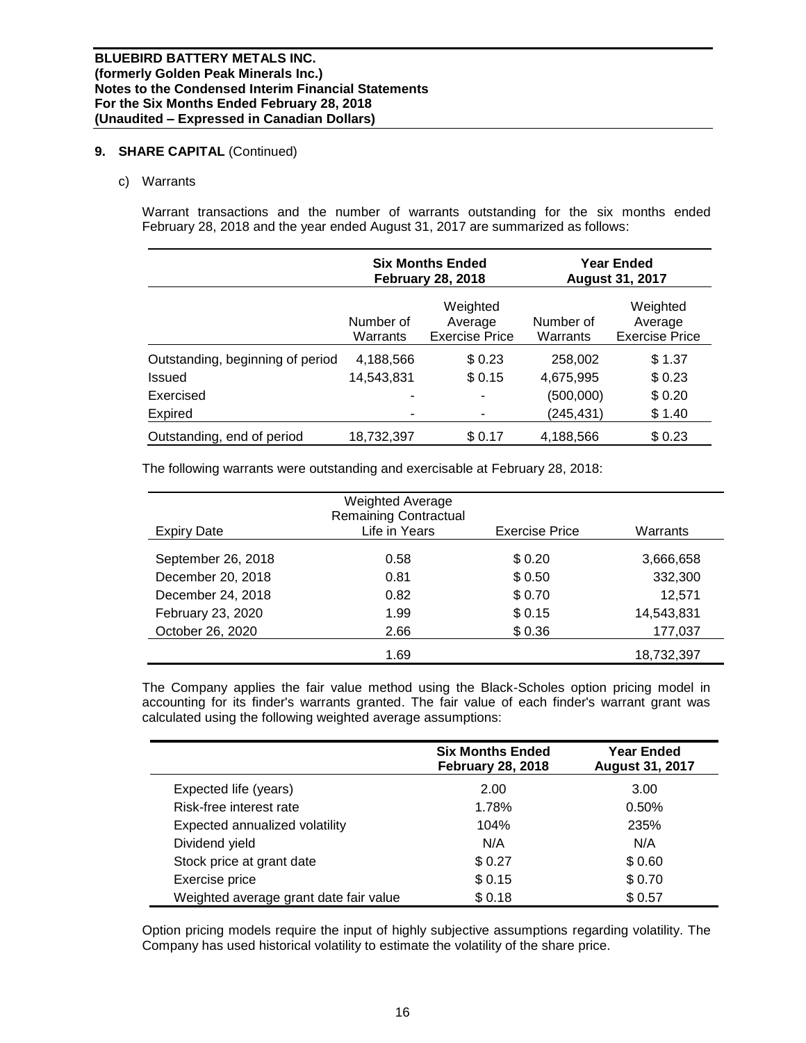## 9. SHARE CAPITAL (Continued)

c) Warrants

Warrant transactions and the number of warrants outstanding for the six months ended February 28, 2018 and the year ended August 31, 2017 are summarized as follows:

| | Six Months Ended February 28, 2018 | | Year Ended August 31, 2017 | |
|---|---|---|---|---|
| | Number of Warrants | Weighted Average Exercise Price | Number of Warrants | Weighted Average Exercise Price |
| Outstanding, beginning of period | 4,188,566 | $ 0.23 | 258,002 | $ 1.37 |
| Issued | 14,543,831 | $ 0.15 | 4,675,995 | $ 0.23 |
| Exercised | - | - | (500,000) | $ 0.20 |
| Expired | - | - | (245,431) | $ 1.40 |
| Outstanding, end of period | 18,732,397 | $ 0.17 | 4,188,566 | $ 0.23 |

The following warrants were outstanding and exercisable at February 28, 2018:

| Expiry Date | Weighted Average Remaining Contractual Life in Years | Exercise Price | Warrants |
|---|---|---|---|
| September 26, 2018 | 0.58 | $ 0.20 | 3,666,658 |
| December 20, 2018 | 0.81 | $ 0.50 | 332,300 |
| December 24, 2018 | 0.82 | $ 0.70 | 12,571 |
| February 23, 2020 | 1.99 | $ 0.15 | 14,543,831 |
| October 26, 2020 | 2.66 | $ 0.36 | 177,037 |
| | 1.69 | | 18,732,397 |

The Company applies the fair value method using the Black-Scholes option pricing model in accounting for its finder's warrants granted. The fair value of each finder's warrant grant was calculated using the following weighted average assumptions:

| | Six Months Ended February 28, 2018 | Year Ended August 31, 2017 |
|---|---|---|
| Expected life (years) | 2.00 | 3.00 |
| Risk-free interest rate | 1.78% | 0.50% |
| Expected annualized volatility | 104% | 235% |
| Dividend yield | N/A | N/A |
| Stock price at grant date | $ 0.27 | $ 0.60 |
| Exercise price | $ 0.15 | $ 0.70 |
| Weighted average grant date fair value | $ 0.18 | $ 0.57 |

Option pricing models require the input of highly subjective assumptions regarding volatility. The Company has used historical volatility to estimate the volatility of the share price.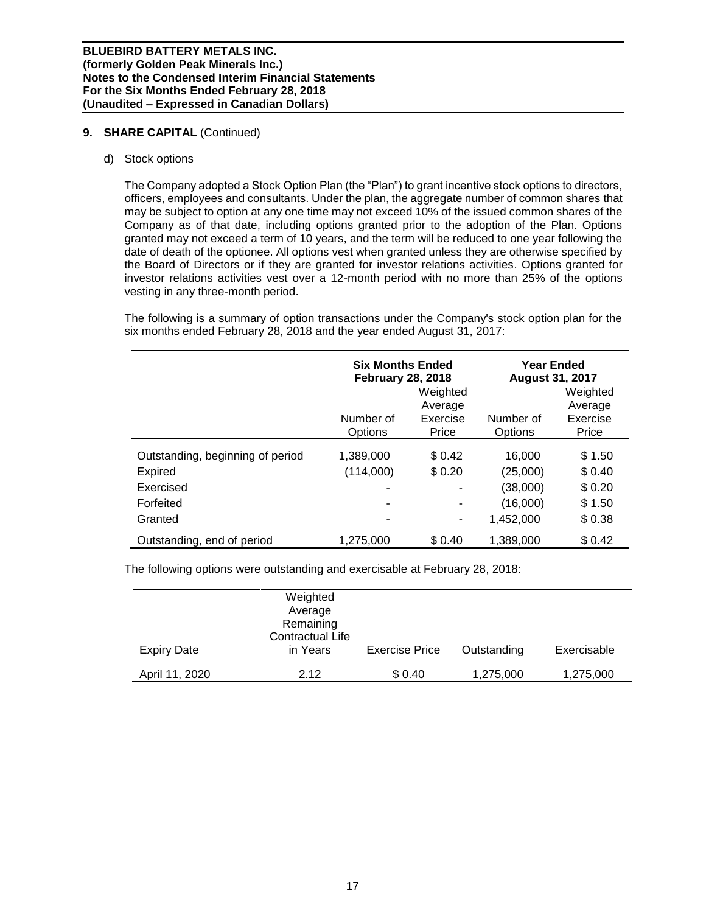**BLUEBIRD BATTERY METALS INC.**
**(formerly Golden Peak Minerals Inc.)**
**Notes to the Condensed Interim Financial Statements**
**For the Six Months Ended February 28, 2018**
**(Unaudited – Expressed in Canadian Dollars)**

## 9. SHARE CAPITAL (Continued)

d) Stock options

The Company adopted a Stock Option Plan (the "Plan") to grant incentive stock options to directors, officers, employees and consultants. Under the plan, the aggregate number of common shares that may be subject to option at any one time may not exceed 10% of the issued common shares of the Company as of that date, including options granted prior to the adoption of the Plan. Options granted may not exceed a term of 10 years, and the term will be reduced to one year following the date of death of the optionee. All options vest when granted unless they are otherwise specified by the Board of Directors or if they are granted for investor relations activities. Options granted for investor relations activities vest over a 12-month period with no more than 25% of the options vesting in any three-month period.

The following is a summary of option transactions under the Company's stock option plan for the six months ended February 28, 2018 and the year ended August 31, 2017:

| | Six Months Ended February 28, 2018 | | Year Ended August 31, 2017 | |
|---|---|---|---|---|
| | Number of Options | Weighted Average Exercise Price | Number of Options | Weighted Average Exercise Price |
| Outstanding, beginning of period | 1,389,000 | $ 0.42 | 16,000 | $ 1.50 |
| Expired | (114,000) | $ 0.20 | (25,000) | $ 0.40 |
| Exercised | - | - | (38,000) | $ 0.20 |
| Forfeited | - | - | (16,000) | $ 1.50 |
| Granted | - | - | 1,452,000 | $ 0.38 |
| Outstanding, end of period | 1,275,000 | $ 0.40 | 1,389,000 | $ 0.42 |

The following options were outstanding and exercisable at February 28, 2018:

| Expiry Date | Weighted Average Remaining Contractual Life in Years | Exercise Price | Outstanding | Exercisable |
|---|---|---|---|---|
| April 11, 2020 | 2.12 | $ 0.40 | 1,275,000 | 1,275,000 |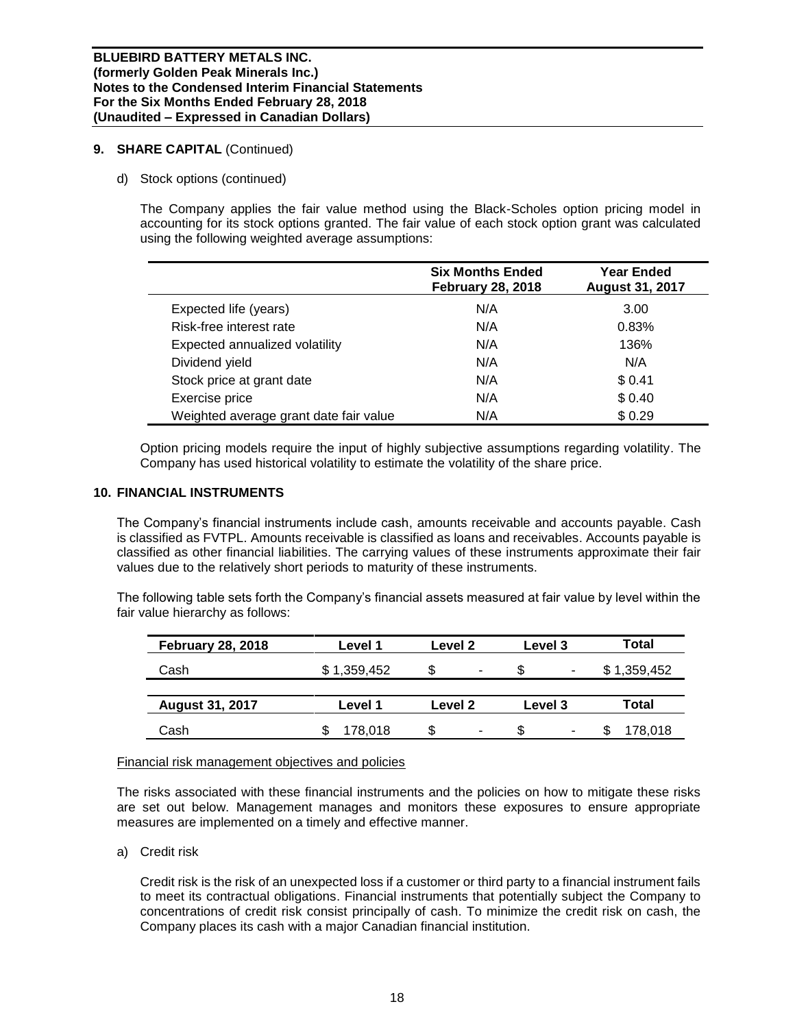## 9. SHARE CAPITAL (Continued)

d) Stock options (continued)

The Company applies the fair value method using the Black-Scholes option pricing model in accounting for its stock options granted. The fair value of each stock option grant was calculated using the following weighted average assumptions:

| | Six Months Ended February 28, 2018 | Year Ended August 31, 2017 |
|---|---|---|
| Expected life (years) | N/A | 3.00 |
| Risk-free interest rate | N/A | 0.83% |
| Expected annualized volatility | N/A | 136% |
| Dividend yield | N/A | N/A |
| Stock price at grant date | N/A | $ 0.41 |
| Exercise price | N/A | $ 0.40 |
| Weighted average grant date fair value | N/A | $ 0.29 |

Option pricing models require the input of highly subjective assumptions regarding volatility. The Company has used historical volatility to estimate the volatility of the share price.

## 10. FINANCIAL INSTRUMENTS

The Company's financial instruments include cash, amounts receivable and accounts payable. Cash is classified as FVTPL. Amounts receivable is classified as loans and receivables. Accounts payable is classified as other financial liabilities. The carrying values of these instruments approximate their fair values due to the relatively short periods to maturity of these instruments.

The following table sets forth the Company's financial assets measured at fair value by level within the fair value hierarchy as follows:

| February 28, 2018 | Level 1 | Level 2 | Level 3 | Total |
|---|---|---|---|---|
| Cash | $ 1,359,452 | $ - | $ - | $ 1,359,452 |

| August 31, 2017 | Level 1 | Level 2 | Level 3 | Total |
|---|---|---|---|---|
| Cash | $ 178,018 | $ - | $ - | $ 178,018 |

Financial risk management objectives and policies

The risks associated with these financial instruments and the policies on how to mitigate these risks are set out below. Management manages and monitors these exposures to ensure appropriate measures are implemented on a timely and effective manner.

a) Credit risk

Credit risk is the risk of an unexpected loss if a customer or third party to a financial instrument fails to meet its contractual obligations. Financial instruments that potentially subject the Company to concentrations of credit risk consist principally of cash. To minimize the credit risk on cash, the Company places its cash with a major Canadian financial institution.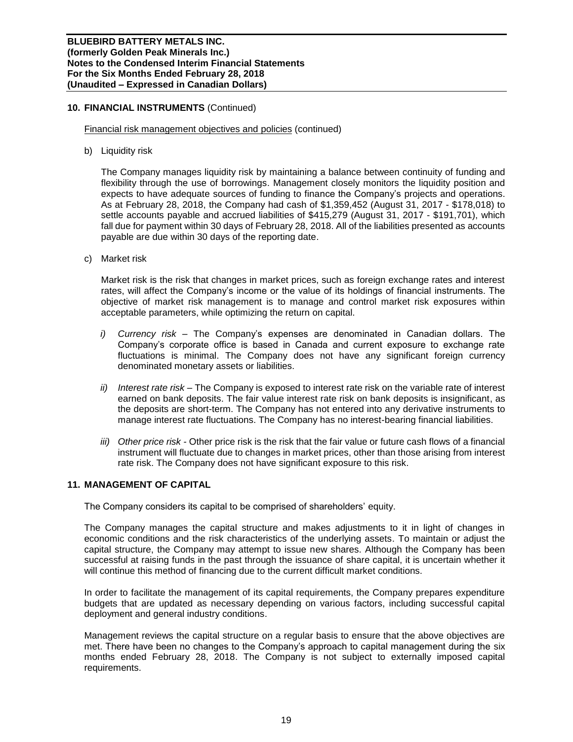## 10. FINANCIAL INSTRUMENTS (Continued)

Financial risk management objectives and policies (continued)

b) Liquidity risk

The Company manages liquidity risk by maintaining a balance between continuity of funding and flexibility through the use of borrowings. Management closely monitors the liquidity position and expects to have adequate sources of funding to finance the Company's projects and operations. As at February 28, 2018, the Company had cash of $1,359,452 (August 31, 2017 - $178,018) to settle accounts payable and accrued liabilities of $415,279 (August 31, 2017 - $191,701), which fall due for payment within 30 days of February 28, 2018. All of the liabilities presented as accounts payable are due within 30 days of the reporting date.

c) Market risk

Market risk is the risk that changes in market prices, such as foreign exchange rates and interest rates, will affect the Company's income or the value of its holdings of financial instruments. The objective of market risk management is to manage and control market risk exposures within acceptable parameters, while optimizing the return on capital.

*i) Currency risk* – The Company's expenses are denominated in Canadian dollars. The Company's corporate office is based in Canada and current exposure to exchange rate fluctuations is minimal. The Company does not have any significant foreign currency denominated monetary assets or liabilities.

*ii) Interest rate risk* – The Company is exposed to interest rate risk on the variable rate of interest earned on bank deposits. The fair value interest rate risk on bank deposits is insignificant, as the deposits are short-term. The Company has not entered into any derivative instruments to manage interest rate fluctuations. The Company has no interest-bearing financial liabilities.

*iii) Other price risk* - Other price risk is the risk that the fair value or future cash flows of a financial instrument will fluctuate due to changes in market prices, other than those arising from interest rate risk. The Company does not have significant exposure to this risk.

## 11. MANAGEMENT OF CAPITAL

The Company considers its capital to be comprised of shareholders' equity.

The Company manages the capital structure and makes adjustments to it in light of changes in economic conditions and the risk characteristics of the underlying assets. To maintain or adjust the capital structure, the Company may attempt to issue new shares. Although the Company has been successful at raising funds in the past through the issuance of share capital, it is uncertain whether it will continue this method of financing due to the current difficult market conditions.

In order to facilitate the management of its capital requirements, the Company prepares expenditure budgets that are updated as necessary depending on various factors, including successful capital deployment and general industry conditions.

Management reviews the capital structure on a regular basis to ensure that the above objectives are met. There have been no changes to the Company's approach to capital management during the six months ended February 28, 2018. The Company is not subject to externally imposed capital requirements.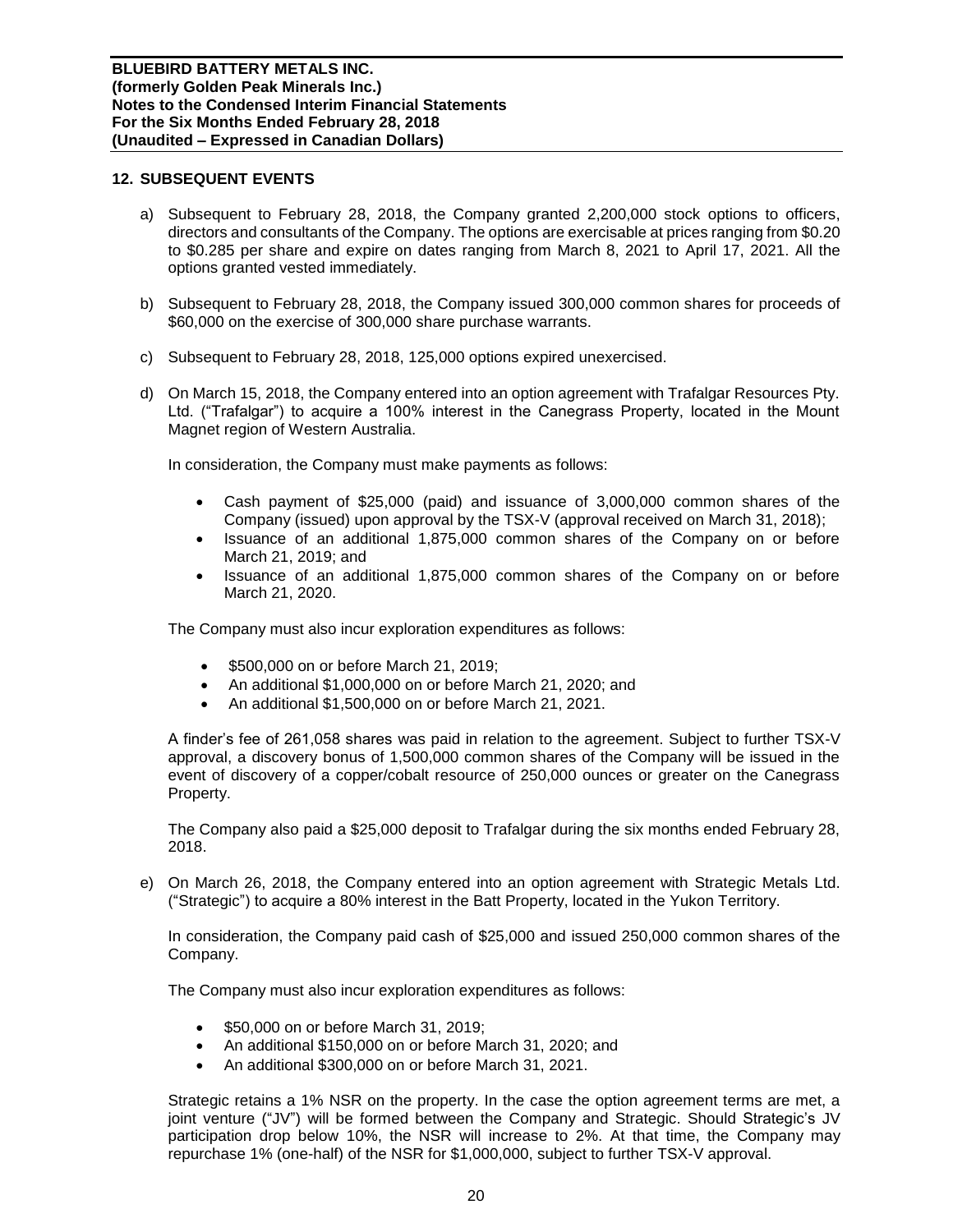## 12. SUBSEQUENT EVENTS

a) Subsequent to February 28, 2018, the Company granted 2,200,000 stock options to officers, directors and consultants of the Company. The options are exercisable at prices ranging from $0.20 to $0.285 per share and expire on dates ranging from March 8, 2021 to April 17, 2021. All the options granted vested immediately.

b) Subsequent to February 28, 2018, the Company issued 300,000 common shares for proceeds of $60,000 on the exercise of 300,000 share purchase warrants.

c) Subsequent to February 28, 2018, 125,000 options expired unexercised.

d) On March 15, 2018, the Company entered into an option agreement with Trafalgar Resources Pty. Ltd. ("Trafalgar") to acquire a 100% interest in the Canegrass Property, located in the Mount Magnet region of Western Australia.

   In consideration, the Company must make payments as follows:

   - Cash payment of $25,000 (paid) and issuance of 3,000,000 common shares of the Company (issued) upon approval by the TSX-V (approval received on March 31, 2018);
   - Issuance of an additional 1,875,000 common shares of the Company on or before March 21, 2019; and
   - Issuance of an additional 1,875,000 common shares of the Company on or before March 21, 2020.

   The Company must also incur exploration expenditures as follows:

   - $500,000 on or before March 21, 2019;
   - An additional $1,000,000 on or before March 21, 2020; and
   - An additional $1,500,000 on or before March 21, 2021.

   A finder's fee of 261,058 shares was paid in relation to the agreement. Subject to further TSX-V approval, a discovery bonus of 1,500,000 common shares of the Company will be issued in the event of discovery of a copper/cobalt resource of 250,000 ounces or greater on the Canegrass Property.

   The Company also paid a $25,000 deposit to Trafalgar during the six months ended February 28, 2018.

e) On March 26, 2018, the Company entered into an option agreement with Strategic Metals Ltd. ("Strategic") to acquire a 80% interest in the Batt Property, located in the Yukon Territory.

   In consideration, the Company paid cash of $25,000 and issued 250,000 common shares of the Company.

   The Company must also incur exploration expenditures as follows:

   - $50,000 on or before March 31, 2019;
   - An additional $150,000 on or before March 31, 2020; and
   - An additional $300,000 on or before March 31, 2021.

   Strategic retains a 1% NSR on the property. In the case the option agreement terms are met, a joint venture ("JV") will be formed between the Company and Strategic. Should Strategic's JV participation drop below 10%, the NSR will increase to 2%. At that time, the Company may repurchase 1% (one-half) of the NSR for $1,000,000, subject to further TSX-V approval.